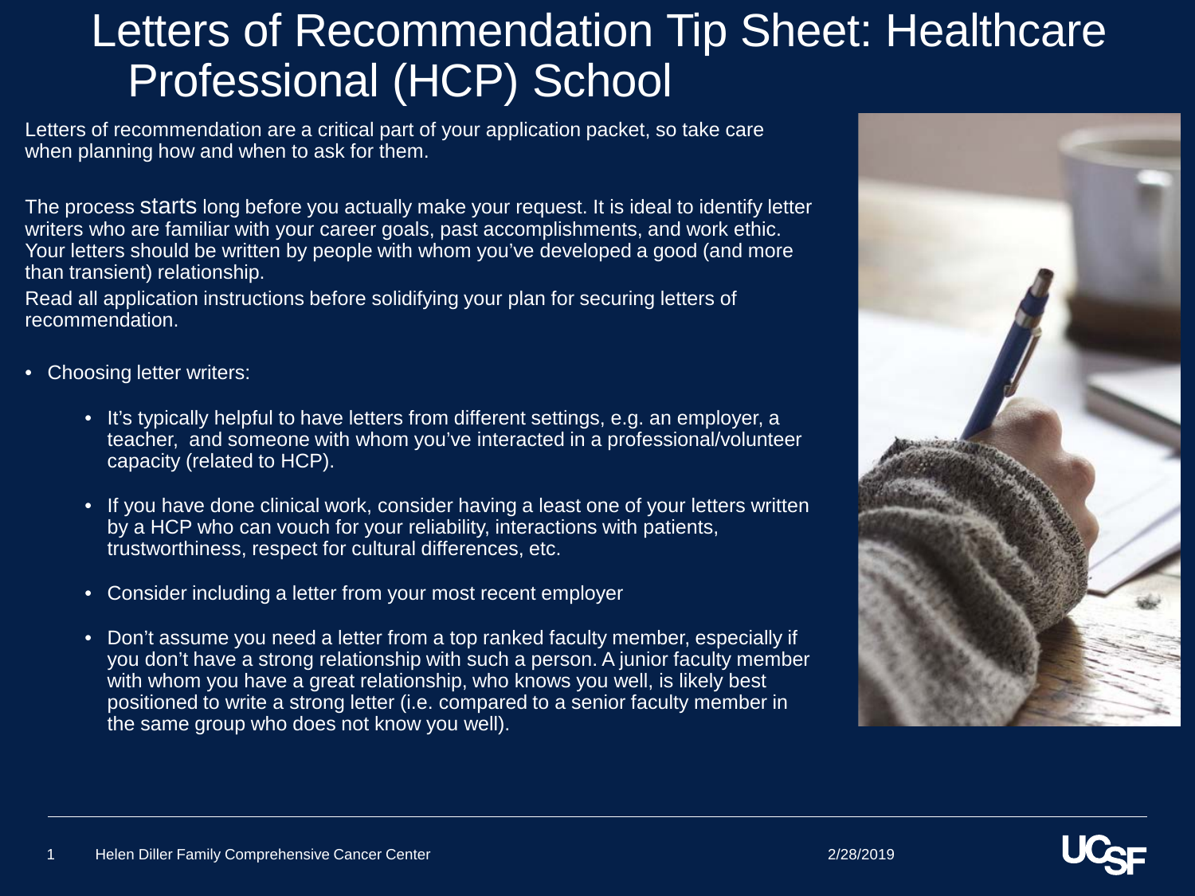# Letters of Recommendation Tip Sheet: Healthcare Professional (HCP) School

Letters of recommendation are a critical part of your application packet, so take care when planning how and when to ask for them.

The process starts long before you actually make your request. It is ideal to identify letter writers who are familiar with your career goals, past accomplishments, and work ethic. Your letters should be written by people with whom you've developed a good (and more than transient) relationship.

Read all application instructions before solidifying your plan for securing letters of recommendation.

- Choosing letter writers:
  - It's typically helpful to have letters from different settings, e.g. an employer, a teacher, and someone with whom you've interacted in a professional/volunteer capacity (related to HCP).
  - If you have done clinical work, consider having a least one of your letters written by a HCP who can vouch for your reliability, interactions with patients, trustworthiness, respect for cultural differences, etc.
  - Consider including a letter from your most recent employer
  - Don't assume you need a letter from a top ranked faculty member, especially if you don't have a strong relationship with such a person. A junior faculty member with whom you have a great relationship, who knows you well, is likely best positioned to write a strong letter (i.e. compared to a senior faculty member in the same group who does not know you well).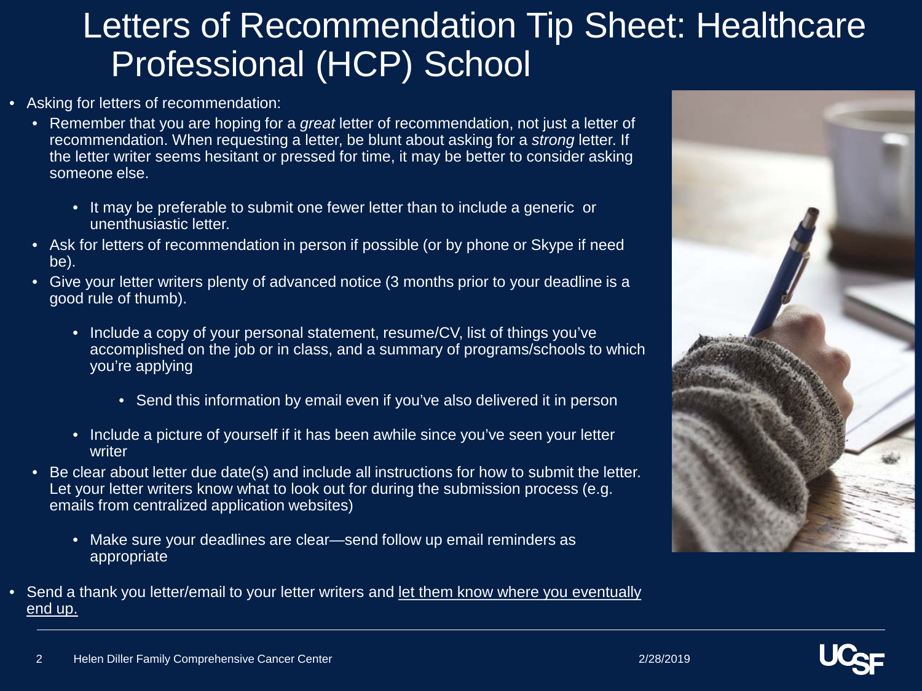# Letters of Recommendation Tip Sheet: Healthcare Professional (HCP) School

- Asking for letters of recommendation:
  - Remember that you are hoping for a *great* letter of recommendation, not just a letter of recommendation. When requesting a letter, be blunt about asking for a *strong* letter. If the letter writer seems hesitant or pressed for time, it may be better to consider asking someone else.
    - It may be preferable to submit one fewer letter than to include a generic or unenthusiastic letter.
  - Ask for letters of recommendation in person if possible (or by phone or Skype if need be).
  - Give your letter writers plenty of advanced notice (3 months prior to your deadline is a good rule of thumb).
    - Include a copy of your personal statement, resume/CV, list of things you've accomplished on the job or in class, and a summary of programs/schools to which you're applying
      - Send this information by email even if you've also delivered it in person
    - Include a picture of yourself if it has been awhile since you've seen your letter writer
  - Be clear about letter due date(s) and include all instructions for how to submit the letter. Let your letter writers know what to look out for during the submission process (e.g. emails from centralized application websites)
    - Make sure your deadlines are clear—send follow up email reminders as appropriate
- Send a thank you letter/email to your letter writers and <u>let them know where you eventually end up.</u>